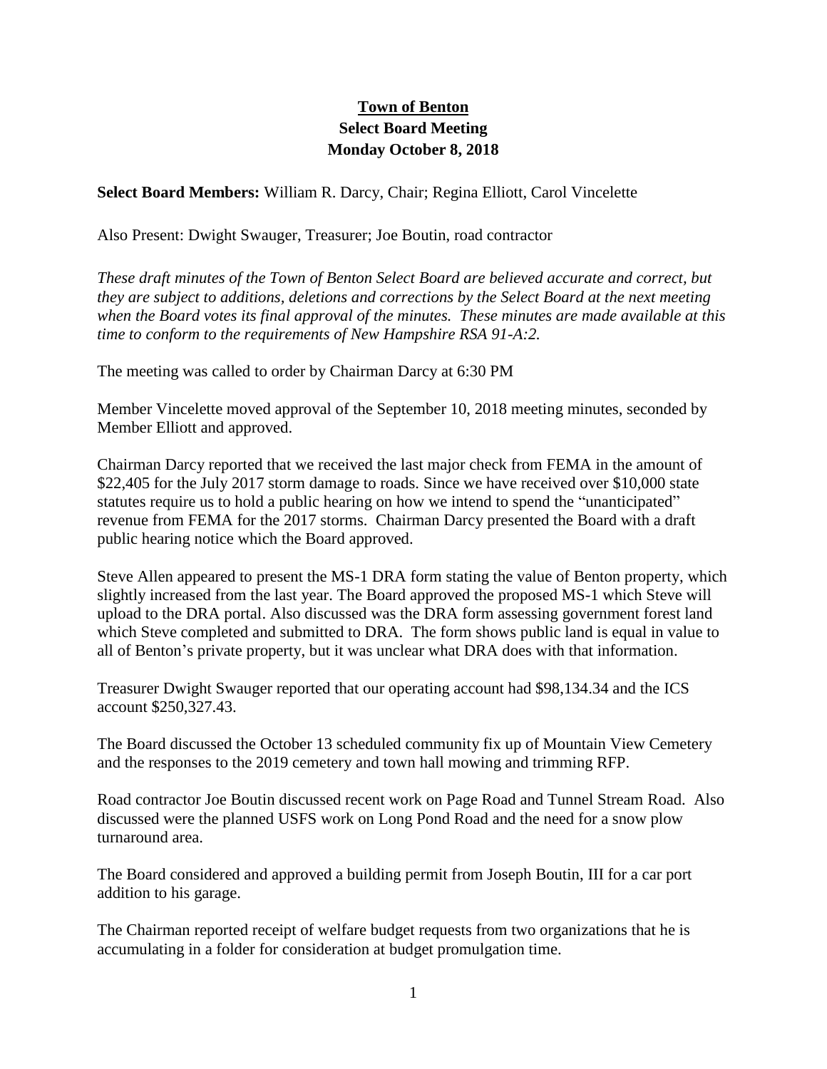# Town of Benton
## Select Board Meeting
## Monday October 8, 2018

**Select Board Members:** William R. Darcy, Chair; Regina Elliott, Carol Vincelette

Also Present: Dwight Swauger, Treasurer; Joe Boutin, road contractor

*These draft minutes of the Town of Benton Select Board are believed accurate and correct, but they are subject to additions, deletions and corrections by the Select Board at the next meeting when the Board votes its final approval of the minutes. These minutes are made available at this time to conform to the requirements of New Hampshire RSA 91-A:2.*

The meeting was called to order by Chairman Darcy at 6:30 PM

Member Vincelette moved approval of the September 10, 2018 meeting minutes, seconded by Member Elliott and approved.

Chairman Darcy reported that we received the last major check from FEMA in the amount of $22,405 for the July 2017 storm damage to roads. Since we have received over $10,000 state statutes require us to hold a public hearing on how we intend to spend the "unanticipated" revenue from FEMA for the 2017 storms. Chairman Darcy presented the Board with a draft public hearing notice which the Board approved.

Steve Allen appeared to present the MS-1 DRA form stating the value of Benton property, which slightly increased from the last year. The Board approved the proposed MS-1 which Steve will upload to the DRA portal. Also discussed was the DRA form assessing government forest land which Steve completed and submitted to DRA. The form shows public land is equal in value to all of Benton's private property, but it was unclear what DRA does with that information.

Treasurer Dwight Swauger reported that our operating account had $98,134.34 and the ICS account $250,327.43.

The Board discussed the October 13 scheduled community fix up of Mountain View Cemetery and the responses to the 2019 cemetery and town hall mowing and trimming RFP.

Road contractor Joe Boutin discussed recent work on Page Road and Tunnel Stream Road. Also discussed were the planned USFS work on Long Pond Road and the need for a snow plow turnaround area.

The Board considered and approved a building permit from Joseph Boutin, III for a car port addition to his garage.

The Chairman reported receipt of welfare budget requests from two organizations that he is accumulating in a folder for consideration at budget promulgation time.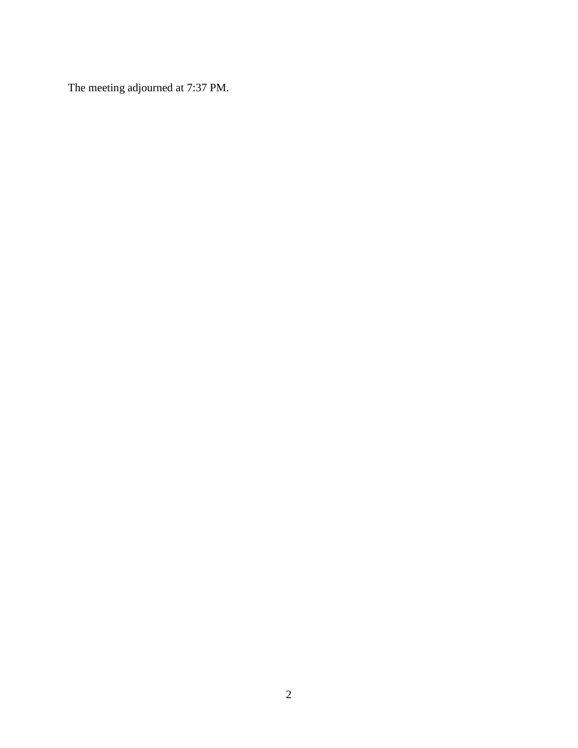The meeting adjourned at 7:37 PM.